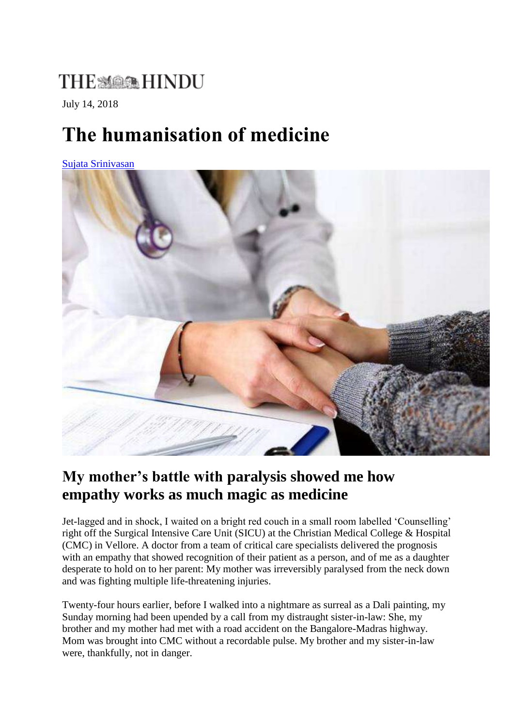THE HINDU

July 14, 2018

# The humanisation of medicine

Sujata Srinivasan

## My mother's battle with paralysis showed me how empathy works as much magic as medicine

Jet-lagged and in shock, I waited on a bright red couch in a small room labelled 'Counselling' right off the Surgical Intensive Care Unit (SICU) at the Christian Medical College & Hospital (CMC) in Vellore. A doctor from a team of critical care specialists delivered the prognosis with an empathy that showed recognition of their patient as a person, and of me as a daughter desperate to hold on to her parent: My mother was irreversibly paralysed from the neck down and was fighting multiple life-threatening injuries.

Twenty-four hours earlier, before I walked into a nightmare as surreal as a Dali painting, my Sunday morning had been upended by a call from my distraught sister-in-law: She, my brother and my mother had met with a road accident on the Bangalore-Madras highway. Mom was brought into CMC without a recordable pulse. My brother and my sister-in-law were, thankfully, not in danger.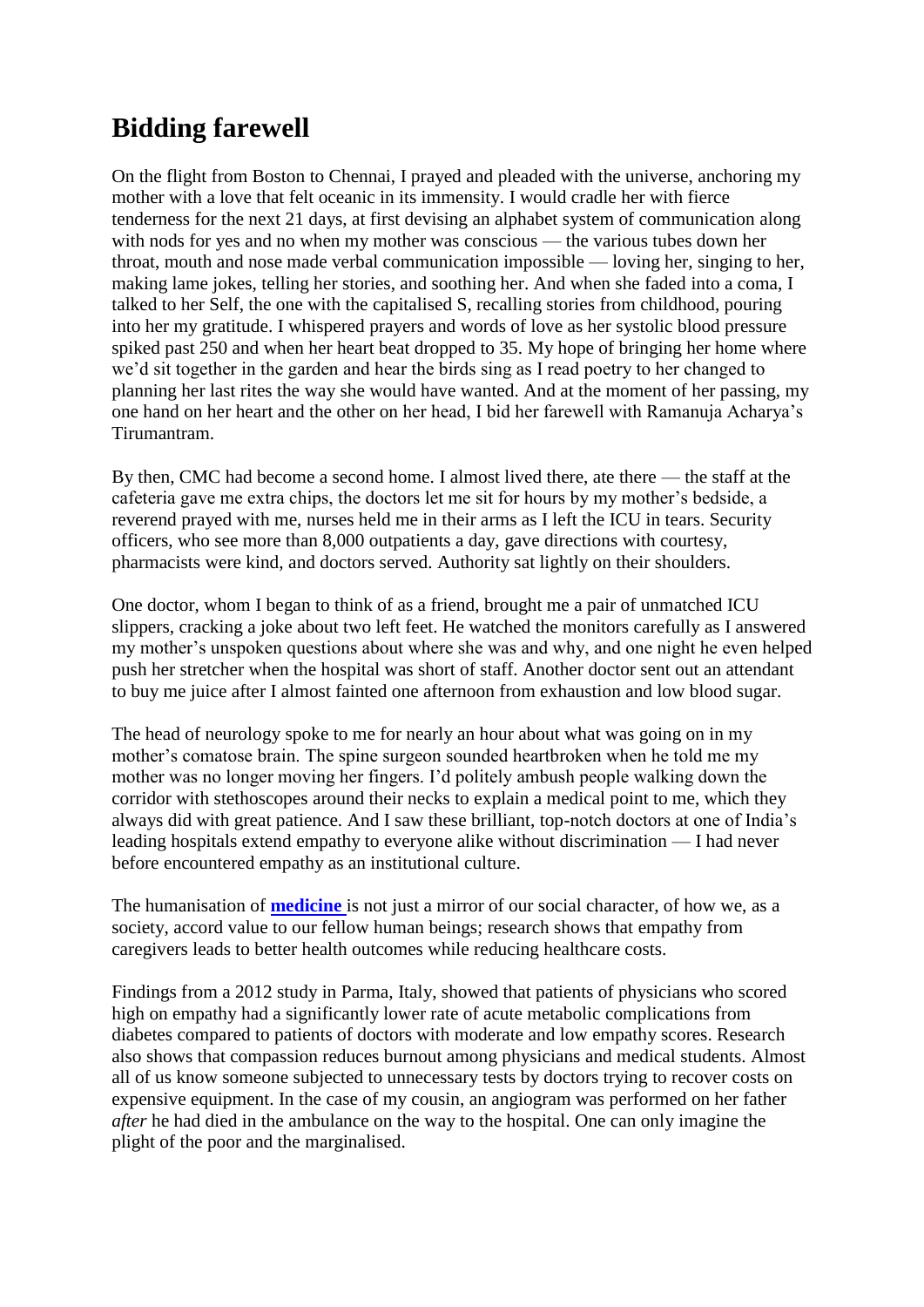## Bidding farewell

On the flight from Boston to Chennai, I prayed and pleaded with the universe, anchoring my mother with a love that felt oceanic in its immensity. I would cradle her with fierce tenderness for the next 21 days, at first devising an alphabet system of communication along with nods for yes and no when my mother was conscious — the various tubes down her throat, mouth and nose made verbal communication impossible — loving her, singing to her, making lame jokes, telling her stories, and soothing her. And when she faded into a coma, I talked to her Self, the one with the capitalised S, recalling stories from childhood, pouring into her my gratitude. I whispered prayers and words of love as her systolic blood pressure spiked past 250 and when her heart beat dropped to 35. My hope of bringing her home where we'd sit together in the garden and hear the birds sing as I read poetry to her changed to planning her last rites the way she would have wanted. And at the moment of her passing, my one hand on her heart and the other on her head, I bid her farewell with Ramanuja Acharya's Tirumantram.

By then, CMC had become a second home. I almost lived there, ate there — the staff at the cafeteria gave me extra chips, the doctors let me sit for hours by my mother's bedside, a reverend prayed with me, nurses held me in their arms as I left the ICU in tears. Security officers, who see more than 8,000 outpatients a day, gave directions with courtesy, pharmacists were kind, and doctors served. Authority sat lightly on their shoulders.

One doctor, whom I began to think of as a friend, brought me a pair of unmatched ICU slippers, cracking a joke about two left feet. He watched the monitors carefully as I answered my mother's unspoken questions about where she was and why, and one night he even helped push her stretcher when the hospital was short of staff. Another doctor sent out an attendant to buy me juice after I almost fainted one afternoon from exhaustion and low blood sugar.

The head of neurology spoke to me for nearly an hour about what was going on in my mother's comatose brain. The spine surgeon sounded heartbroken when he told me my mother was no longer moving her fingers. I'd politely ambush people walking down the corridor with stethoscopes around their necks to explain a medical point to me, which they always did with great patience. And I saw these brilliant, top-notch doctors at one of India's leading hospitals extend empathy to everyone alike without discrimination — I had never before encountered empathy as an institutional culture.

The humanisation of **medicine** is not just a mirror of our social character, of how we, as a society, accord value to our fellow human beings; research shows that empathy from caregivers leads to better health outcomes while reducing healthcare costs.

Findings from a 2012 study in Parma, Italy, showed that patients of physicians who scored high on empathy had a significantly lower rate of acute metabolic complications from diabetes compared to patients of doctors with moderate and low empathy scores. Research also shows that compassion reduces burnout among physicians and medical students. Almost all of us know someone subjected to unnecessary tests by doctors trying to recover costs on expensive equipment. In the case of my cousin, an angiogram was performed on her father *after* he had died in the ambulance on the way to the hospital. One can only imagine the plight of the poor and the marginalised.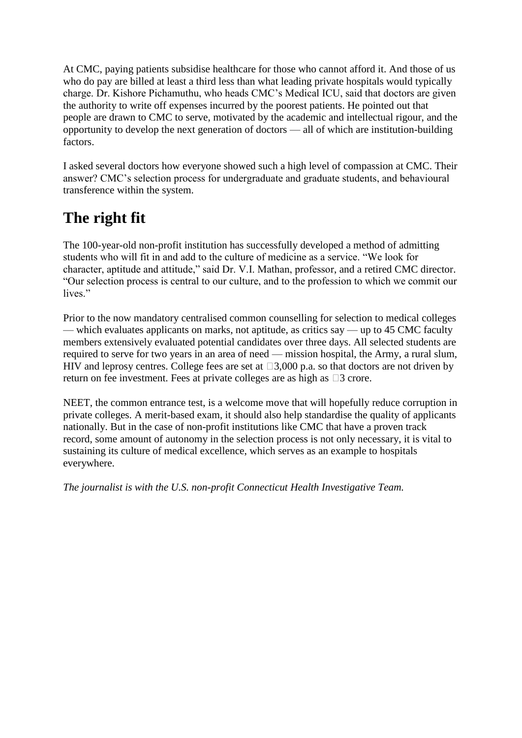At CMC, paying patients subsidise healthcare for those who cannot afford it. And those of us who do pay are billed at least a third less than what leading private hospitals would typically charge. Dr. Kishore Pichamuthu, who heads CMC's Medical ICU, said that doctors are given the authority to write off expenses incurred by the poorest patients. He pointed out that people are drawn to CMC to serve, motivated by the academic and intellectual rigour, and the opportunity to develop the next generation of doctors — all of which are institution-building factors.

I asked several doctors how everyone showed such a high level of compassion at CMC. Their answer? CMC's selection process for undergraduate and graduate students, and behavioural transference within the system.

## The right fit

The 100-year-old non-profit institution has successfully developed a method of admitting students who will fit in and add to the culture of medicine as a service. "We look for character, aptitude and attitude," said Dr. V.I. Mathan, professor, and a retired CMC director. "Our selection process is central to our culture, and to the profession to which we commit our lives."

Prior to the now mandatory centralised common counselling for selection to medical colleges — which evaluates applicants on marks, not aptitude, as critics say — up to 45 CMC faculty members extensively evaluated potential candidates over three days. All selected students are required to serve for two years in an area of need — mission hospital, the Army, a rural slum, HIV and leprosy centres. College fees are set at ₹3,000 p.a. so that doctors are not driven by return on fee investment. Fees at private colleges are as high as ₹3 crore.

NEET, the common entrance test, is a welcome move that will hopefully reduce corruption in private colleges. A merit-based exam, it should also help standardise the quality of applicants nationally. But in the case of non-profit institutions like CMC that have a proven track record, some amount of autonomy in the selection process is not only necessary, it is vital to sustaining its culture of medical excellence, which serves as an example to hospitals everywhere.

*The journalist is with the U.S. non-profit Connecticut Health Investigative Team.*